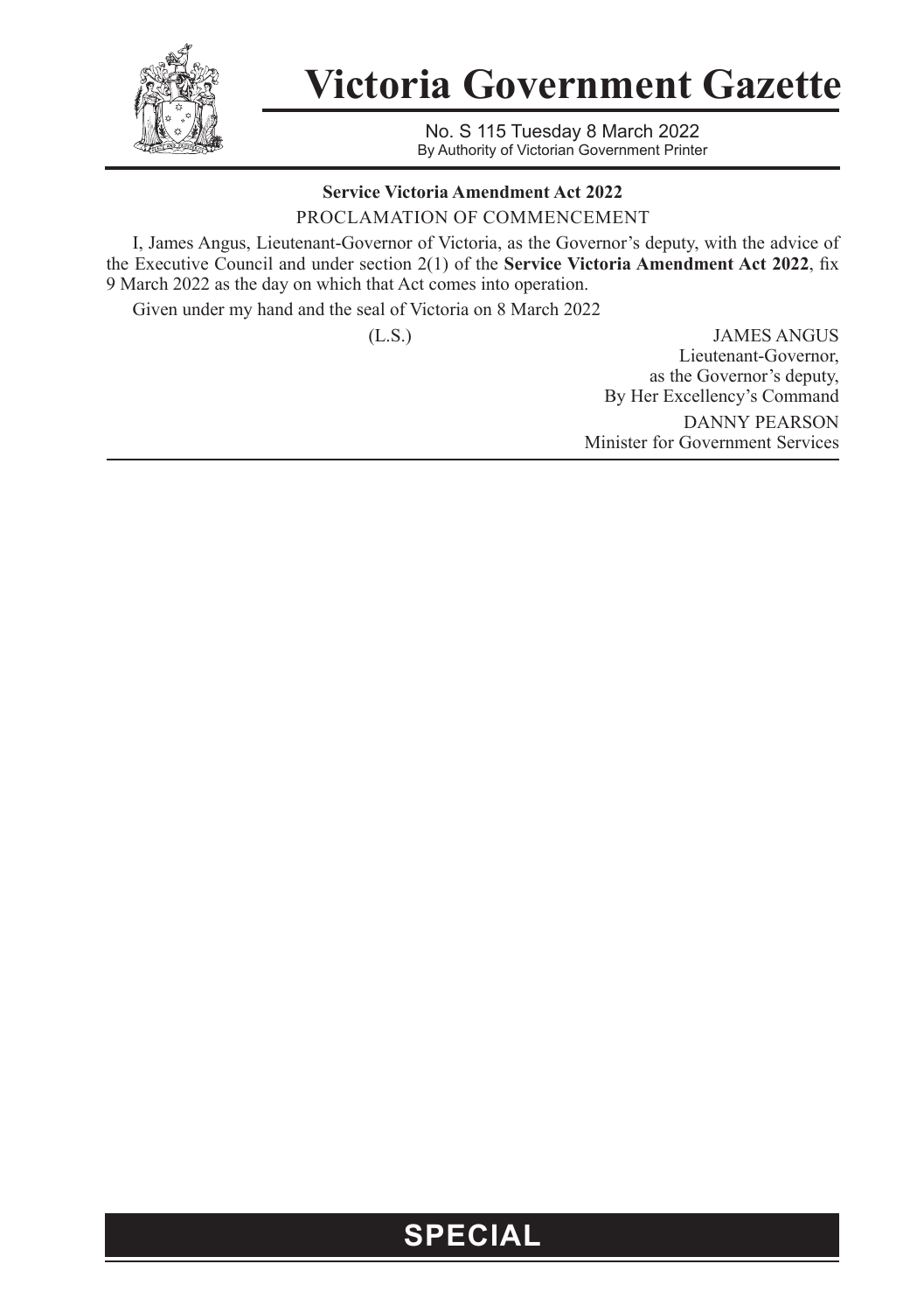# Victoria Government Gazette

No. S 115 Tuesday 8 March 2022
By Authority of Victorian Government Printer

**Service Victoria Amendment Act 2022**

PROCLAMATION OF COMMENCEMENT

I, James Angus, Lieutenant-Governor of Victoria, as the Governor's deputy, with the advice of the Executive Council and under section 2(1) of the **Service Victoria Amendment Act 2022**, fix 9 March 2022 as the day on which that Act comes into operation.

Given under my hand and the seal of Victoria on 8 March 2022

(L.S.)

JAMES ANGUS
Lieutenant-Governor,
as the Governor's deputy,
By Her Excellency's Command

DANNY PEARSON
Minister for Government Services

**SPECIAL**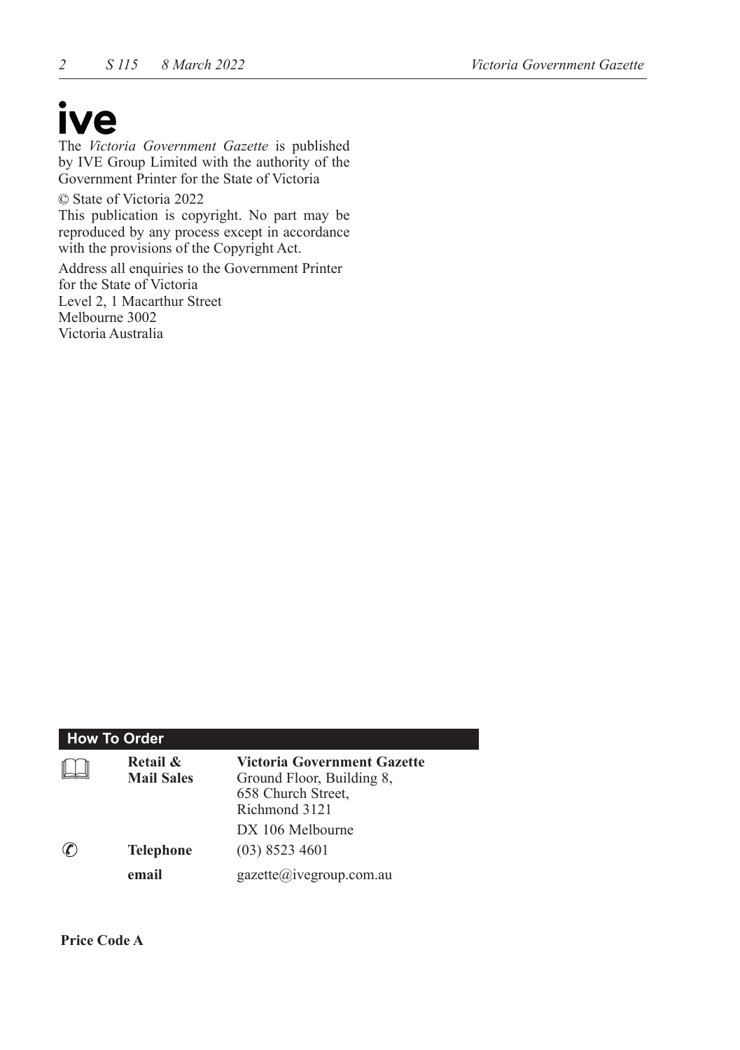ive

The *Victoria Government Gazette* is published by IVE Group Limited with the authority of the Government Printer for the State of Victoria

© State of Victoria 2022

This publication is copyright. No part may be reproduced by any process except in accordance with the provisions of the Copyright Act.

Address all enquiries to the Government Printer for the State of Victoria
Level 2, 1 Macarthur Street
Melbourne 3002
Victoria Australia

## How To Order

| | | |
|---|---|---|
| | **Retail & Mail Sales** | **Victoria Government Gazette** Ground Floor, Building 8, 658 Church Street, Richmond 3121 |
| | | DX 106 Melbourne |
| | **Telephone** | (03) 8523 4601 |
| | **email** | gazette@ivegroup.com.au |

**Price Code A**